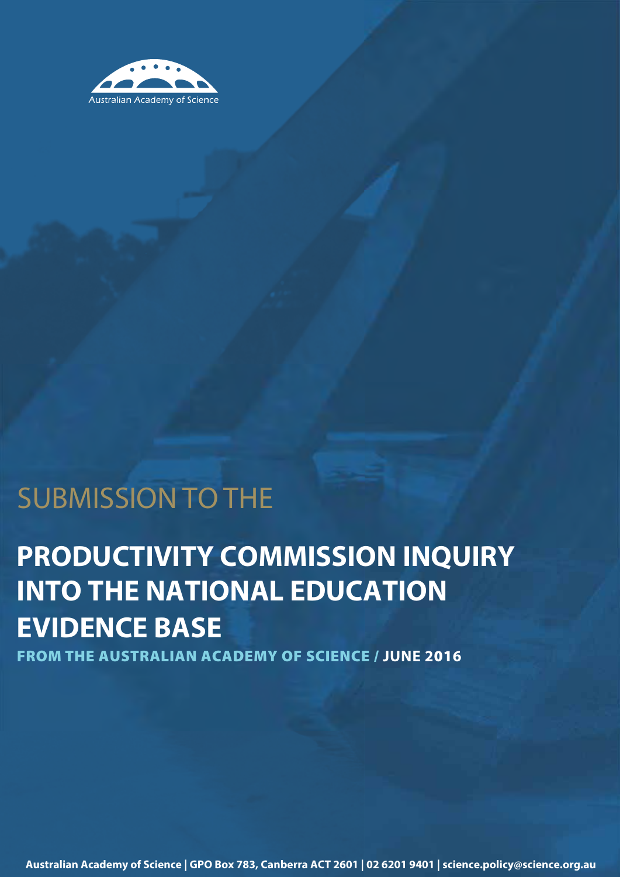Australian Academy of Science

SUBMISSION TO THE

# PRODUCTIVITY COMMISSION INQUIRY INTO THE NATIONAL EDUCATION EVIDENCE BASE

**FROM THE AUSTRALIAN ACADEMY OF SCIENCE / JUNE 2016**

**Australian Academy of Science | GPO Box 783, Canberra ACT 2601 | 02 6201 9401 | science.policy@science.org.au**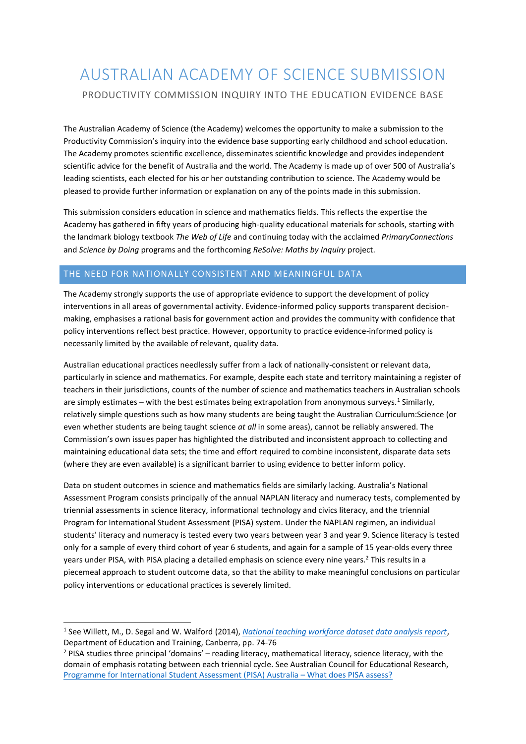# AUSTRALIAN ACADEMY OF SCIENCE SUBMISSION

PRODUCTIVITY COMMISSION INQUIRY INTO THE EDUCATION EVIDENCE BASE

The Australian Academy of Science (the Academy) welcomes the opportunity to make a submission to the Productivity Commission's inquiry into the evidence base supporting early childhood and school education. The Academy promotes scientific excellence, disseminates scientific knowledge and provides independent scientific advice for the benefit of Australia and the world. The Academy is made up of over 500 of Australia's leading scientists, each elected for his or her outstanding contribution to science. The Academy would be pleased to provide further information or explanation on any of the points made in this submission.

This submission considers education in science and mathematics fields. This reflects the expertise the Academy has gathered in fifty years of producing high-quality educational materials for schools, starting with the landmark biology textbook *The Web of Life* and continuing today with the acclaimed *PrimaryConnections* and *Science by Doing* programs and the forthcoming *ReSolve: Maths by Inquiry* project.

## THE NEED FOR NATIONALLY CONSISTENT AND MEANINGFUL DATA

The Academy strongly supports the use of appropriate evidence to support the development of policy interventions in all areas of governmental activity. Evidence-informed policy supports transparent decision-making, emphasises a rational basis for government action and provides the community with confidence that policy interventions reflect best practice. However, opportunity to practice evidence-informed policy is necessarily limited by the available of relevant, quality data.

Australian educational practices needlessly suffer from a lack of nationally-consistent or relevant data, particularly in science and mathematics. For example, despite each state and territory maintaining a register of teachers in their jurisdictions, counts of the number of science and mathematics teachers in Australian schools are simply estimates – with the best estimates being extrapolation from anonymous surveys.[1] Similarly, relatively simple questions such as how many students are being taught the Australian Curriculum:Science (or even whether students are being taught science *at all* in some areas), cannot be reliably answered. The Commission's own issues paper has highlighted the distributed and inconsistent approach to collecting and maintaining educational data sets; the time and effort required to combine inconsistent, disparate data sets (where they are even available) is a significant barrier to using evidence to better inform policy.

Data on student outcomes in science and mathematics fields are similarly lacking. Australia's National Assessment Program consists principally of the annual NAPLAN literacy and numeracy tests, complemented by triennial assessments in science literacy, informational technology and civics literacy, and the triennial Program for International Student Assessment (PISA) system. Under the NAPLAN regimen, an individual students' literacy and numeracy is tested every two years between year 3 and year 9. Science literacy is tested only for a sample of every third cohort of year 6 students, and again for a sample of 15 year-olds every three years under PISA, with PISA placing a detailed emphasis on science every nine years.[2] This results in a piecemeal approach to student outcome data, so that the ability to make meaningful conclusions on particular policy interventions or educational practices is severely limited.

---

[1] See Willett, M., D. Segal and W. Walford (2014), *National teaching workforce dataset data analysis report*, Department of Education and Training, Canberra, pp. 74-76

[2] PISA studies three principal 'domains' – reading literacy, mathematical literacy, science literacy, with the domain of emphasis rotating between each triennial cycle. See Australian Council for Educational Research, Programme for International Student Assessment (PISA) Australia – What does PISA assess?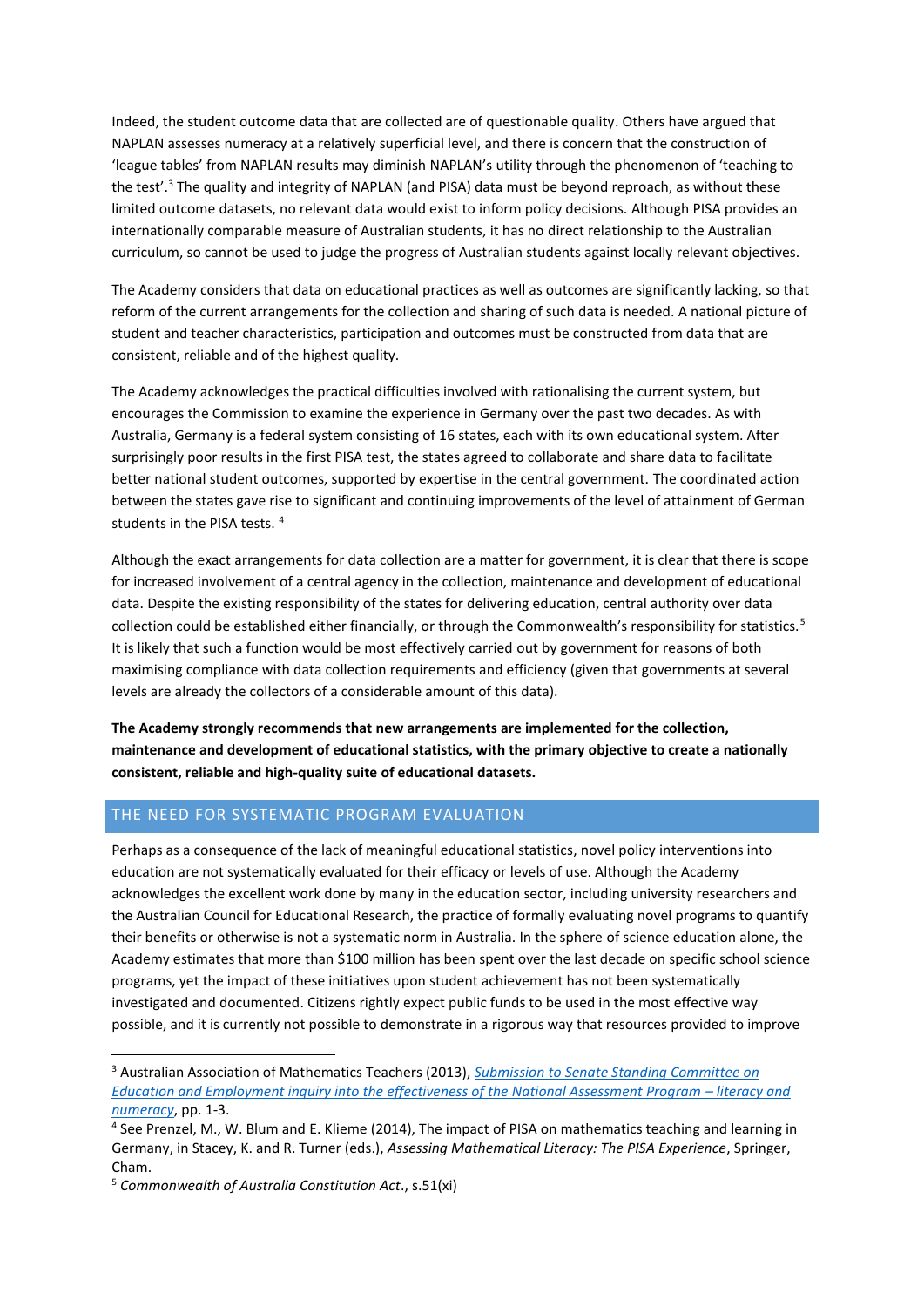Indeed, the student outcome data that are collected are of questionable quality. Others have argued that NAPLAN assesses numeracy at a relatively superficial level, and there is concern that the construction of 'league tables' from NAPLAN results may diminish NAPLAN's utility through the phenomenon of 'teaching to the test'.[3] The quality and integrity of NAPLAN (and PISA) data must be beyond reproach, as without these limited outcome datasets, no relevant data would exist to inform policy decisions. Although PISA provides an internationally comparable measure of Australian students, it has no direct relationship to the Australian curriculum, so cannot be used to judge the progress of Australian students against locally relevant objectives.

The Academy considers that data on educational practices as well as outcomes are significantly lacking, so that reform of the current arrangements for the collection and sharing of such data is needed. A national picture of student and teacher characteristics, participation and outcomes must be constructed from data that are consistent, reliable and of the highest quality.

The Academy acknowledges the practical difficulties involved with rationalising the current system, but encourages the Commission to examine the experience in Germany over the past two decades. As with Australia, Germany is a federal system consisting of 16 states, each with its own educational system. After surprisingly poor results in the first PISA test, the states agreed to collaborate and share data to facilitate better national student outcomes, supported by expertise in the central government. The coordinated action between the states gave rise to significant and continuing improvements of the level of attainment of German students in the PISA tests.[4]

Although the exact arrangements for data collection are a matter for government, it is clear that there is scope for increased involvement of a central agency in the collection, maintenance and development of educational data. Despite the existing responsibility of the states for delivering education, central authority over data collection could be established either financially, or through the Commonwealth's responsibility for statistics.[5] It is likely that such a function would be most effectively carried out by government for reasons of both maximising compliance with data collection requirements and efficiency (given that governments at several levels are already the collectors of a considerable amount of this data).

**The Academy strongly recommends that new arrangements are implemented for the collection, maintenance and development of educational statistics, with the primary objective to create a nationally consistent, reliable and high-quality suite of educational datasets.**

## THE NEED FOR SYSTEMATIC PROGRAM EVALUATION

Perhaps as a consequence of the lack of meaningful educational statistics, novel policy interventions into education are not systematically evaluated for their efficacy or levels of use. Although the Academy acknowledges the excellent work done by many in the education sector, including university researchers and the Australian Council for Educational Research, the practice of formally evaluating novel programs to quantify their benefits or otherwise is not a systematic norm in Australia. In the sphere of science education alone, the Academy estimates that more than $100 million has been spent over the last decade on specific school science programs, yet the impact of these initiatives upon student achievement has not been systematically investigated and documented. Citizens rightly expect public funds to be used in the most effective way possible, and it is currently not possible to demonstrate in a rigorous way that resources provided to improve

---

[3] Australian Association of Mathematics Teachers (2013), *Submission to Senate Standing Committee on Education and Employment inquiry into the effectiveness of the National Assessment Program – literacy and numeracy*, pp. 1-3.

[4] See Prenzel, M., W. Blum and E. Klieme (2014), The impact of PISA on mathematics teaching and learning in Germany, in Stacey, K. and R. Turner (eds.), *Assessing Mathematical Literacy: The PISA Experience*, Springer, Cham.

[5] *Commonwealth of Australia Constitution Act*., s.51(xi)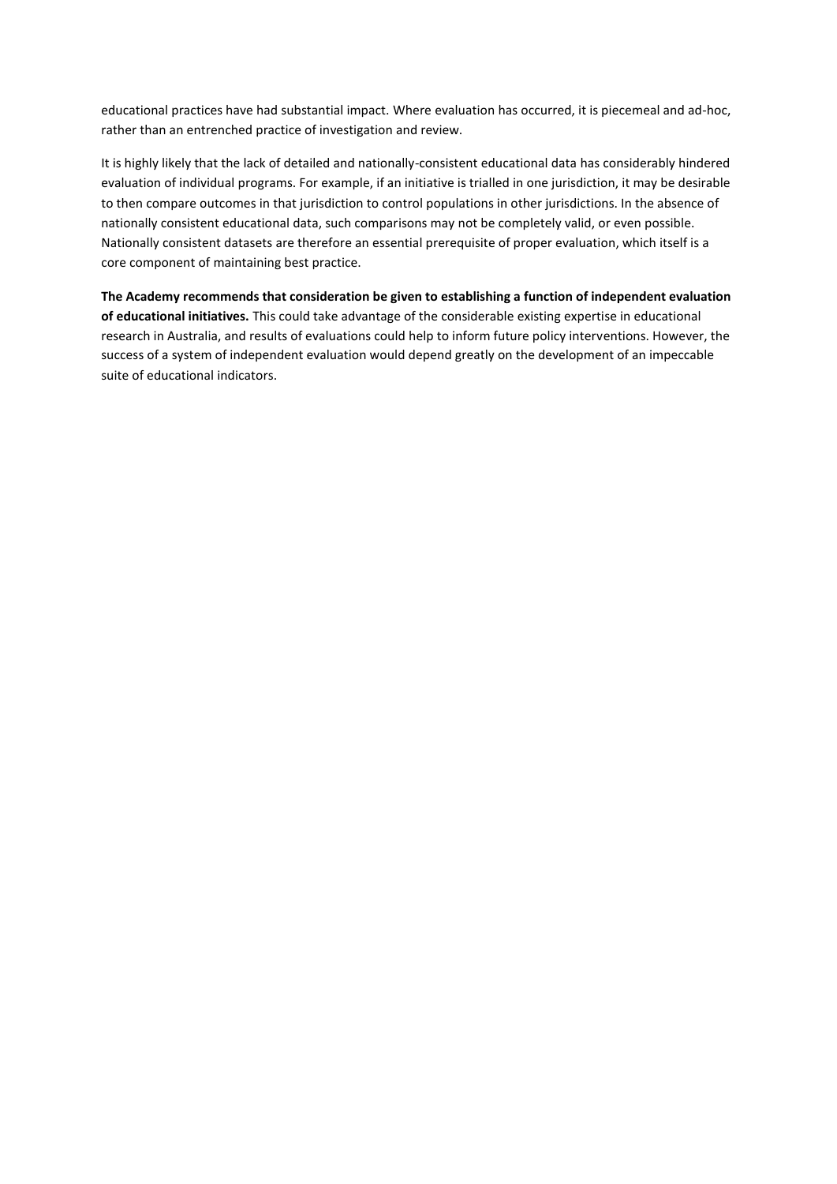educational practices have had substantial impact. Where evaluation has occurred, it is piecemeal and ad-hoc, rather than an entrenched practice of investigation and review.

It is highly likely that the lack of detailed and nationally-consistent educational data has considerably hindered evaluation of individual programs. For example, if an initiative is trialled in one jurisdiction, it may be desirable to then compare outcomes in that jurisdiction to control populations in other jurisdictions. In the absence of nationally consistent educational data, such comparisons may not be completely valid, or even possible. Nationally consistent datasets are therefore an essential prerequisite of proper evaluation, which itself is a core component of maintaining best practice.

**The Academy recommends that consideration be given to establishing a function of independent evaluation of educational initiatives.** This could take advantage of the considerable existing expertise in educational research in Australia, and results of evaluations could help to inform future policy interventions. However, the success of a system of independent evaluation would depend greatly on the development of an impeccable suite of educational indicators.